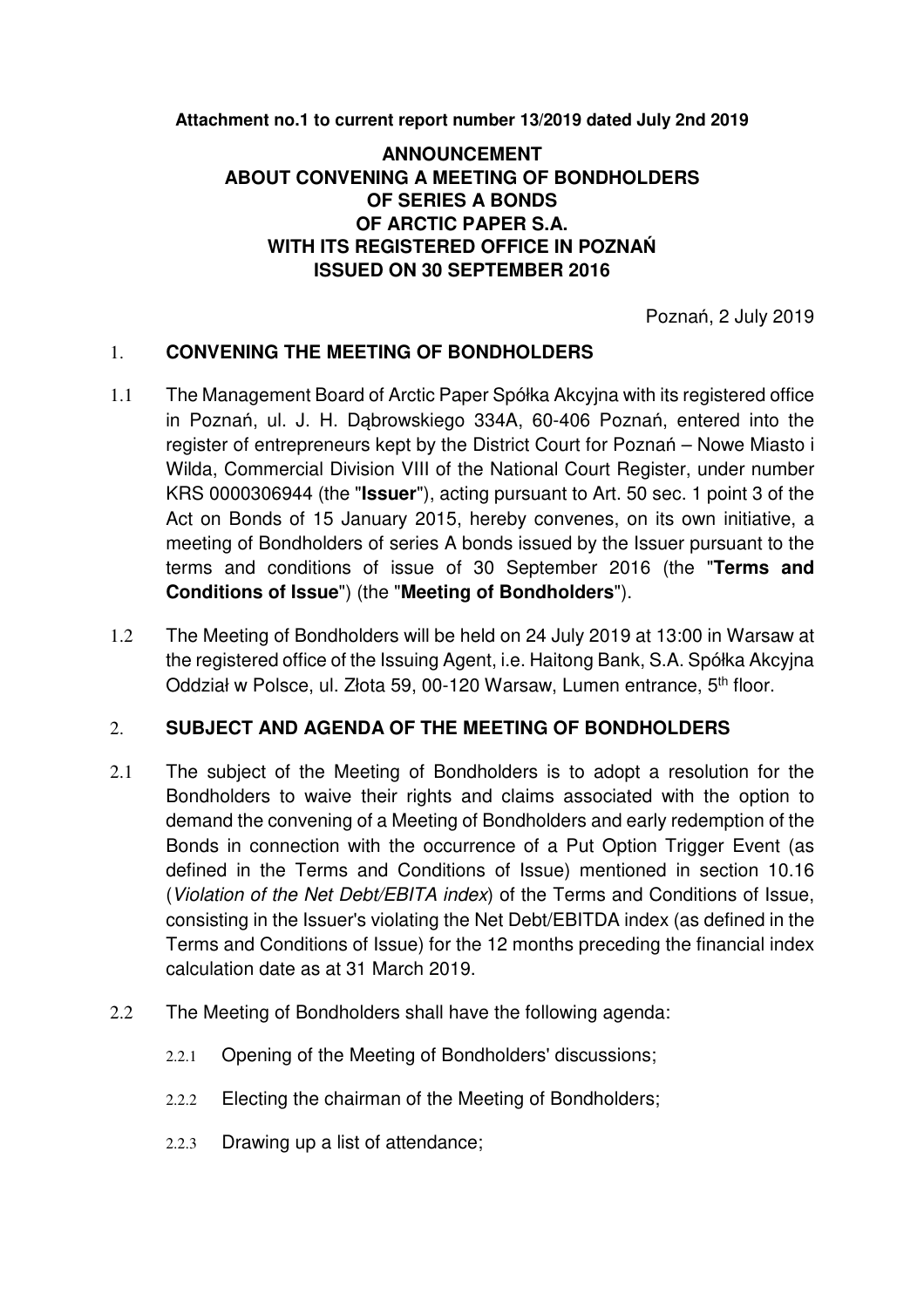**Attachment no.1 to current report number 13/2019 dated July 2nd 2019**

# ANNOUNCEMENT ABOUT CONVENING A MEETING OF BONDHOLDERS OF SERIES A BONDS OF ARCTIC PAPER S.A. WITH ITS REGISTERED OFFICE IN POZNAŃ ISSUED ON 30 SEPTEMBER 2016

Poznań, 2 July 2019

## 1. CONVENING THE MEETING OF BONDHOLDERS

1.1 The Management Board of Arctic Paper Spółka Akcyjna with its registered office in Poznań, ul. J. H. Dąbrowskiego 334A, 60-406 Poznań, entered into the register of entrepreneurs kept by the District Court for Poznań – Nowe Miasto i Wilda, Commercial Division VIII of the National Court Register, under number KRS 0000306944 (the "**Issuer**"), acting pursuant to Art. 50 sec. 1 point 3 of the Act on Bonds of 15 January 2015, hereby convenes, on its own initiative, a meeting of Bondholders of series A bonds issued by the Issuer pursuant to the terms and conditions of issue of 30 September 2016 (the "**Terms and Conditions of Issue**") (the "**Meeting of Bondholders**").

1.2 The Meeting of Bondholders will be held on 24 July 2019 at 13:00 in Warsaw at the registered office of the Issuing Agent, i.e. Haitong Bank, S.A. Spółka Akcyjna Oddział w Polsce, ul. Złota 59, 00-120 Warsaw, Lumen entrance, 5th floor.

## 2. SUBJECT AND AGENDA OF THE MEETING OF BONDHOLDERS

2.1 The subject of the Meeting of Bondholders is to adopt a resolution for the Bondholders to waive their rights and claims associated with the option to demand the convening of a Meeting of Bondholders and early redemption of the Bonds in connection with the occurrence of a Put Option Trigger Event (as defined in the Terms and Conditions of Issue) mentioned in section 10.16 (*Violation of the Net Debt/EBITA index*) of the Terms and Conditions of Issue, consisting in the Issuer's violating the Net Debt/EBITDA index (as defined in the Terms and Conditions of Issue) for the 12 months preceding the financial index calculation date as at 31 March 2019.

2.2 The Meeting of Bondholders shall have the following agenda:

2.2.1 Opening of the Meeting of Bondholders' discussions;

2.2.2 Electing the chairman of the Meeting of Bondholders;

2.2.3 Drawing up a list of attendance;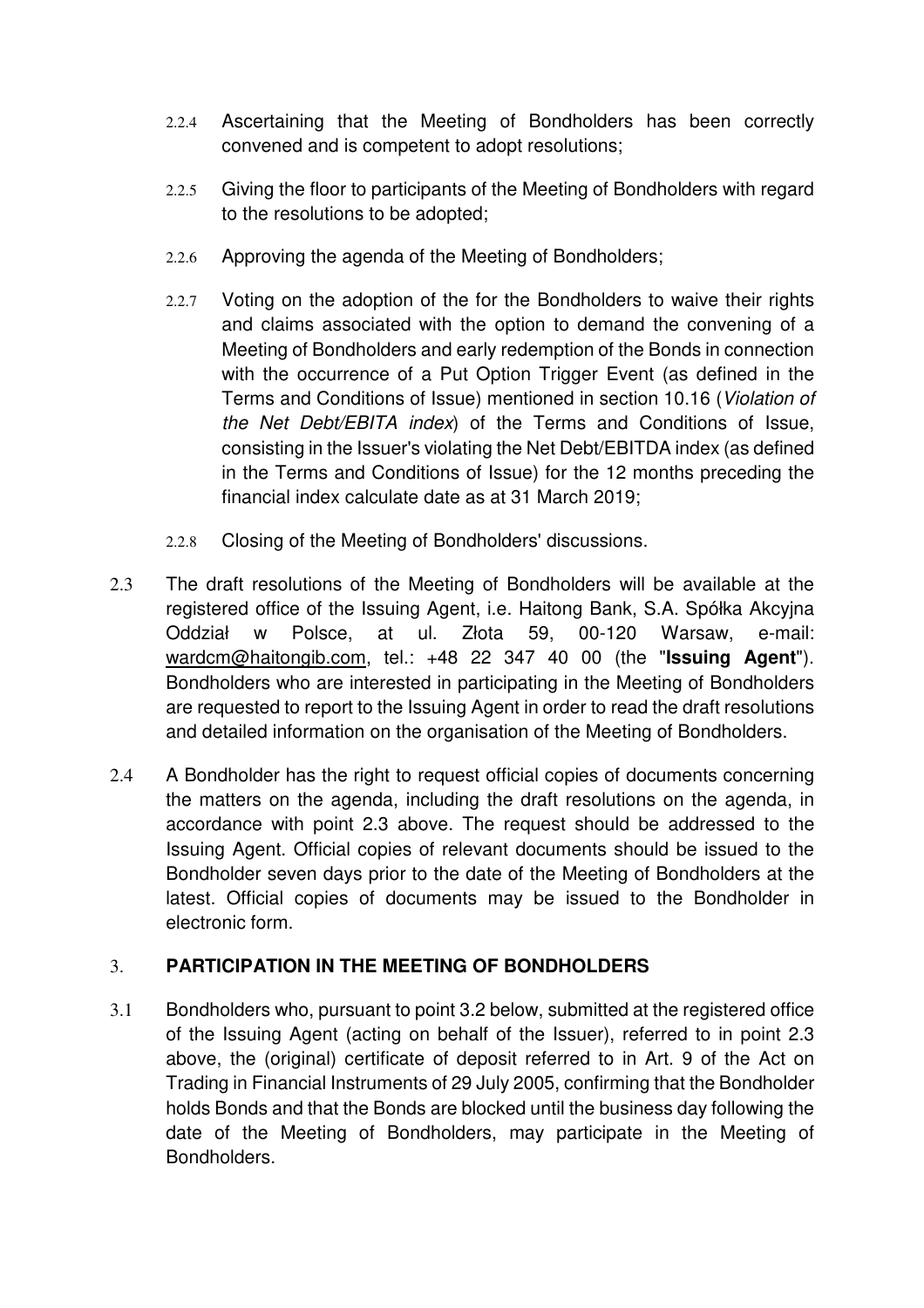2.2.4 Ascertaining that the Meeting of Bondholders has been correctly convened and is competent to adopt resolutions;

2.2.5 Giving the floor to participants of the Meeting of Bondholders with regard to the resolutions to be adopted;

2.2.6 Approving the agenda of the Meeting of Bondholders;

2.2.7 Voting on the adoption of the for the Bondholders to waive their rights and claims associated with the option to demand the convening of a Meeting of Bondholders and early redemption of the Bonds in connection with the occurrence of a Put Option Trigger Event (as defined in the Terms and Conditions of Issue) mentioned in section 10.16 (*Violation of the Net Debt/EBITA index*) of the Terms and Conditions of Issue, consisting in the Issuer's violating the Net Debt/EBITDA index (as defined in the Terms and Conditions of Issue) for the 12 months preceding the financial index calculate date as at 31 March 2019;

2.2.8 Closing of the Meeting of Bondholders' discussions.

2.3 The draft resolutions of the Meeting of Bondholders will be available at the registered office of the Issuing Agent, i.e. Haitong Bank, S.A. Spółka Akcyjna Oddział w Polsce, at ul. Złota 59, 00-120 Warsaw, e-mail: wardcm@haitongib.com, tel.: +48 22 347 40 00 (the "**Issuing Agent**"). Bondholders who are interested in participating in the Meeting of Bondholders are requested to report to the Issuing Agent in order to read the draft resolutions and detailed information on the organisation of the Meeting of Bondholders.

2.4 A Bondholder has the right to request official copies of documents concerning the matters on the agenda, including the draft resolutions on the agenda, in accordance with point 2.3 above. The request should be addressed to the Issuing Agent. Official copies of relevant documents should be issued to the Bondholder seven days prior to the date of the Meeting of Bondholders at the latest. Official copies of documents may be issued to the Bondholder in electronic form.

## 3. PARTICIPATION IN THE MEETING OF BONDHOLDERS

3.1 Bondholders who, pursuant to point 3.2 below, submitted at the registered office of the Issuing Agent (acting on behalf of the Issuer), referred to in point 2.3 above, the (original) certificate of deposit referred to in Art. 9 of the Act on Trading in Financial Instruments of 29 July 2005, confirming that the Bondholder holds Bonds and that the Bonds are blocked until the business day following the date of the Meeting of Bondholders, may participate in the Meeting of Bondholders.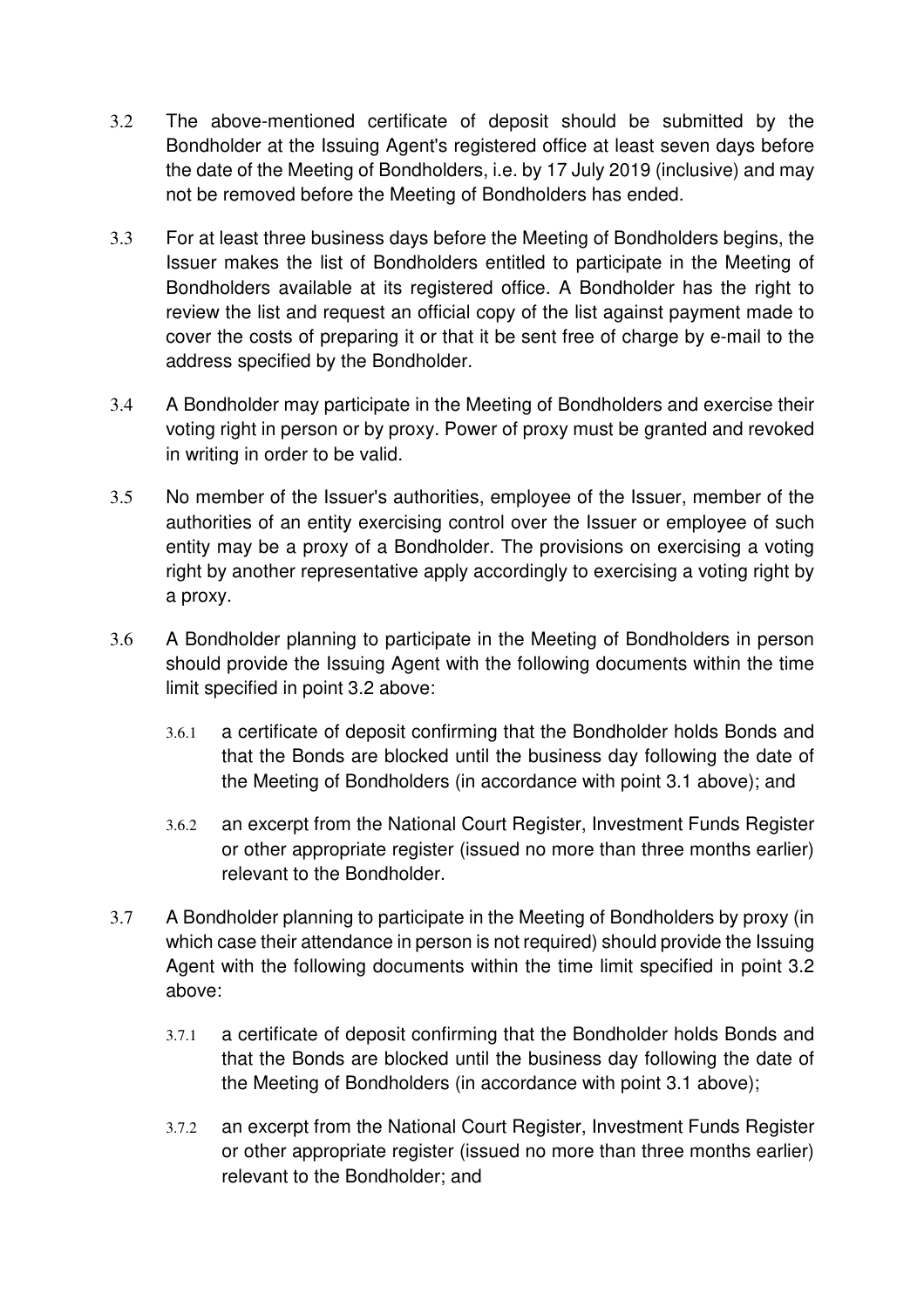3.2 The above-mentioned certificate of deposit should be submitted by the Bondholder at the Issuing Agent's registered office at least seven days before the date of the Meeting of Bondholders, i.e. by 17 July 2019 (inclusive) and may not be removed before the Meeting of Bondholders has ended.

3.3 For at least three business days before the Meeting of Bondholders begins, the Issuer makes the list of Bondholders entitled to participate in the Meeting of Bondholders available at its registered office. A Bondholder has the right to review the list and request an official copy of the list against payment made to cover the costs of preparing it or that it be sent free of charge by e-mail to the address specified by the Bondholder.

3.4 A Bondholder may participate in the Meeting of Bondholders and exercise their voting right in person or by proxy. Power of proxy must be granted and revoked in writing in order to be valid.

3.5 No member of the Issuer's authorities, employee of the Issuer, member of the authorities of an entity exercising control over the Issuer or employee of such entity may be a proxy of a Bondholder. The provisions on exercising a voting right by another representative apply accordingly to exercising a voting right by a proxy.

3.6 A Bondholder planning to participate in the Meeting of Bondholders in person should provide the Issuing Agent with the following documents within the time limit specified in point 3.2 above:

3.6.1 a certificate of deposit confirming that the Bondholder holds Bonds and that the Bonds are blocked until the business day following the date of the Meeting of Bondholders (in accordance with point 3.1 above); and

3.6.2 an excerpt from the National Court Register, Investment Funds Register or other appropriate register (issued no more than three months earlier) relevant to the Bondholder.

3.7 A Bondholder planning to participate in the Meeting of Bondholders by proxy (in which case their attendance in person is not required) should provide the Issuing Agent with the following documents within the time limit specified in point 3.2 above:

3.7.1 a certificate of deposit confirming that the Bondholder holds Bonds and that the Bonds are blocked until the business day following the date of the Meeting of Bondholders (in accordance with point 3.1 above);

3.7.2 an excerpt from the National Court Register, Investment Funds Register or other appropriate register (issued no more than three months earlier) relevant to the Bondholder; and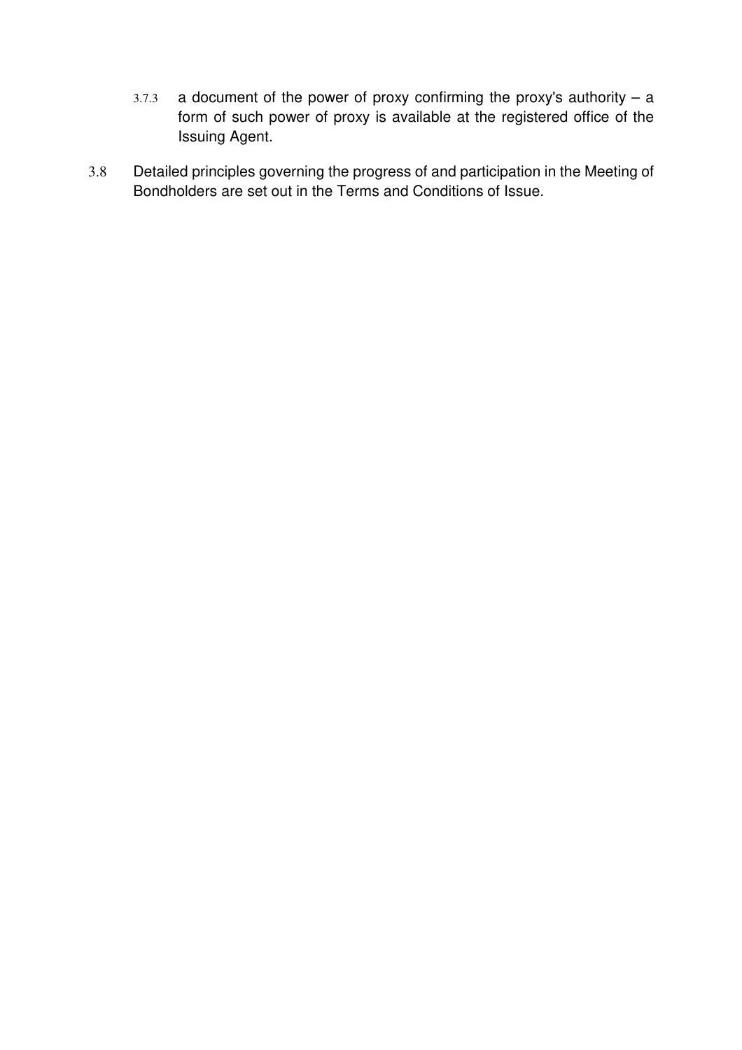3.7.3 a document of the power of proxy confirming the proxy's authority – a form of such power of proxy is available at the registered office of the Issuing Agent.

3.8 Detailed principles governing the progress of and participation in the Meeting of Bondholders are set out in the Terms and Conditions of Issue.